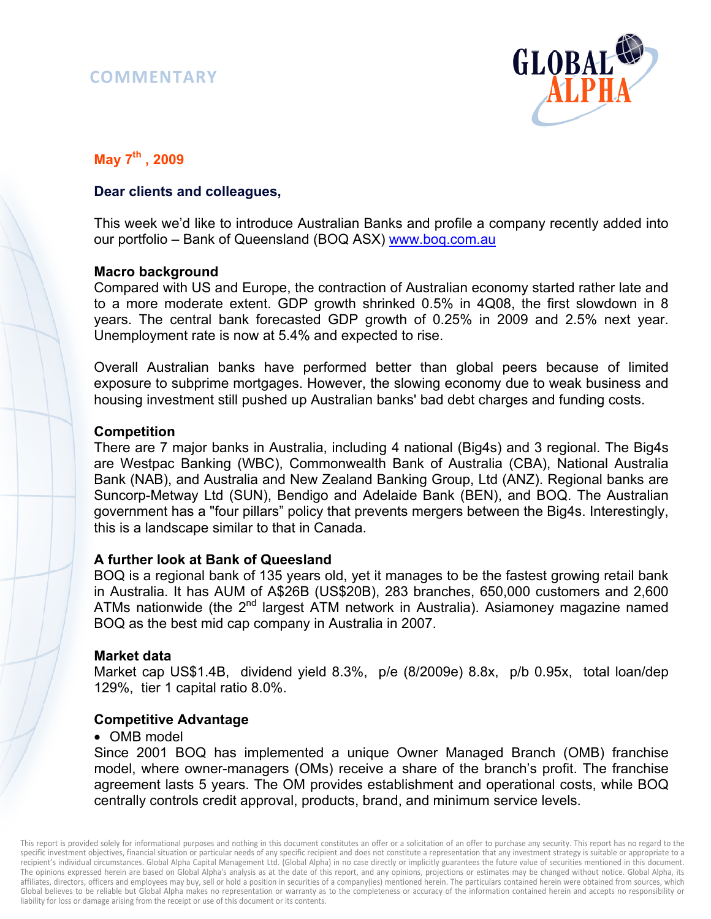COMMENTARY

**May 7th, 2009**

**Dear clients and colleagues,**

This week we'd like to introduce Australian Banks and profile a company recently added into our portfolio – Bank of Queensland (BOQ ASX) [www.boq.com.au](http://www.boq.com.au)

### Macro background

Compared with US and Europe, the contraction of Australian economy started rather late and to a more moderate extent. GDP growth shrinked 0.5% in 4Q08, the first slowdown in 8 years. The central bank forecasted GDP growth of 0.25% in 2009 and 2.5% next year. Unemployment rate is now at 5.4% and expected to rise.

Overall Australian banks have performed better than global peers because of limited exposure to subprime mortgages. However, the slowing economy due to weak business and housing investment still pushed up Australian banks' bad debt charges and funding costs.

### Competition

There are 7 major banks in Australia, including 4 national (Big4s) and 3 regional. The Big4s are Westpac Banking (WBC), Commonwealth Bank of Australia (CBA), National Australia Bank (NAB), and Australia and New Zealand Banking Group, Ltd (ANZ). Regional banks are Suncorp-Metway Ltd (SUN), Bendigo and Adelaide Bank (BEN), and BOQ. The Australian government has a "four pillars" policy that prevents mergers between the Big4s. Interestingly, this is a landscape similar to that in Canada.

### A further look at Bank of Queensland

BOQ is a regional bank of 135 years old, yet it manages to be the fastest growing retail bank in Australia. It has AUM of A$26B (US$20B), 283 branches, 650,000 customers and 2,600 ATMs nationwide (the 2nd largest ATM network in Australia). Asiamoney magazine named BOQ as the best mid cap company in Australia in 2007.

### Market data

Market cap US$1.4B, dividend yield 8.3%, p/e (8/2009e) 8.8x, p/b 0.95x, total loan/dep 129%, tier 1 capital ratio 8.0%.

### Competitive Advantage

- OMB model

Since 2001 BOQ has implemented a unique Owner Managed Branch (OMB) franchise model, where owner-managers (OMs) receive a share of the branch's profit. The franchise agreement lasts 5 years. The OM provides establishment and operational costs, while BOQ centrally controls credit approval, products, brand, and minimum service levels.

This report is provided solely for informational purposes and nothing in this document constitutes an offer or a solicitation of an offer to purchase any security. This report has no regard to the specific investment objectives, financial situation or particular needs of any specific recipient and does not constitute a representation that any investment strategy is suitable or appropriate to a recipient's individual circumstances. Global Alpha Capital Management Ltd. (Global Alpha) in no case directly or implicitly guarantees the future value of securities mentioned in this document. The opinions expressed herein are based on Global Alpha's analysis as at the date of this report, and any opinions, projections or estimates may be changed without notice. Global Alpha, its affiliates, directors, officers and employees may buy, sell or hold a position in securities of a company(ies) mentioned herein. The particulars contained herein were obtained from sources, which Global believes to be reliable but Global Alpha makes no representation or warranty as to the completeness or accuracy of the information contained herein and accepts no responsibility or liability for loss or damage arising from the receipt or use of this document or its contents.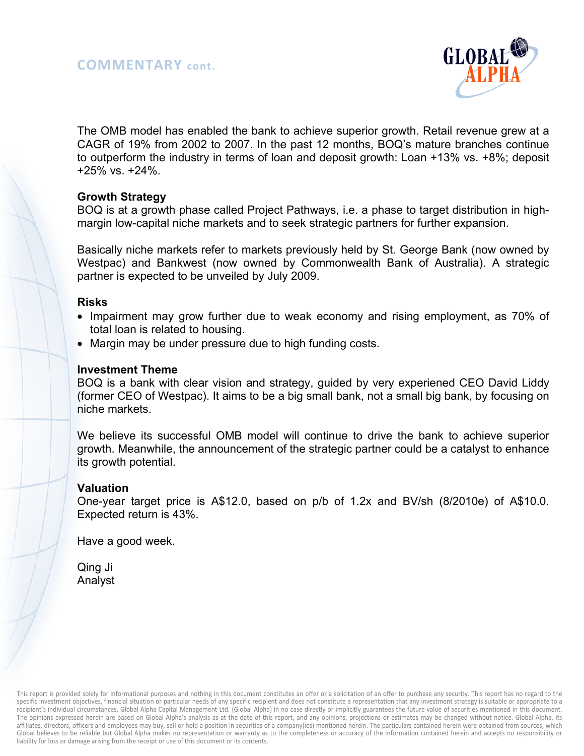## COMMENTARY cont.

The OMB model has enabled the bank to achieve superior growth. Retail revenue grew at a CAGR of 19% from 2002 to 2007. In the past 12 months, BOQ's mature branches continue to outperform the industry in terms of loan and deposit growth: Loan +13% vs. +8%; deposit +25% vs. +24%.

**Growth Strategy**

BOQ is at a growth phase called Project Pathways, i.e. a phase to target distribution in high-margin low-capital niche markets and to seek strategic partners for further expansion.

Basically niche markets refer to markets previously held by St. George Bank (now owned by Westpac) and Bankwest (now owned by Commonwealth Bank of Australia). A strategic partner is expected to be unveiled by July 2009.

**Risks**

- Impairment may grow further due to weak economy and rising employment, as 70% of total loan is related to housing.
- Margin may be under pressure due to high funding costs.

**Investment Theme**

BOQ is a bank with clear vision and strategy, guided by very experiened CEO David Liddy (former CEO of Westpac). It aims to be a big small bank, not a small big bank, by focusing on niche markets.

We believe its successful OMB model will continue to drive the bank to achieve superior growth. Meanwhile, the announcement of the strategic partner could be a catalyst to enhance its growth potential.

**Valuation**

One-year target price is A$12.0, based on p/b of 1.2x and BV/sh (8/2010e) of A$10.0. Expected return is 43%.

Have a good week.

Qing Ji
Analyst

This report is provided solely for informational purposes and nothing in this document constitutes an offer or a solicitation of an offer to purchase any security. This report has no regard to the specific investment objectives, financial situation or particular needs of any specific recipient and does not constitute a representation that any investment strategy is suitable or appropriate to a recipient's individual circumstances. Global Alpha Capital Management Ltd. (Global Alpha) in no case directly or implicitly guarantees the future value of securities mentioned in this document. The opinions expressed herein are based on Global Alpha's analysis as at the date of this report, and any opinions, projections or estimates may be changed without notice. Global Alpha, its affiliates, directors, officers and employees may buy, sell or hold a position in securities of a company(ies) mentioned herein. The particulars contained herein were obtained from sources, which Global believes to be reliable but Global Alpha makes no representation or warranty as to the completeness or accuracy of the information contained herein and accepts no responsibility or liability for loss or damage arising from the receipt or use of this document or its contents.